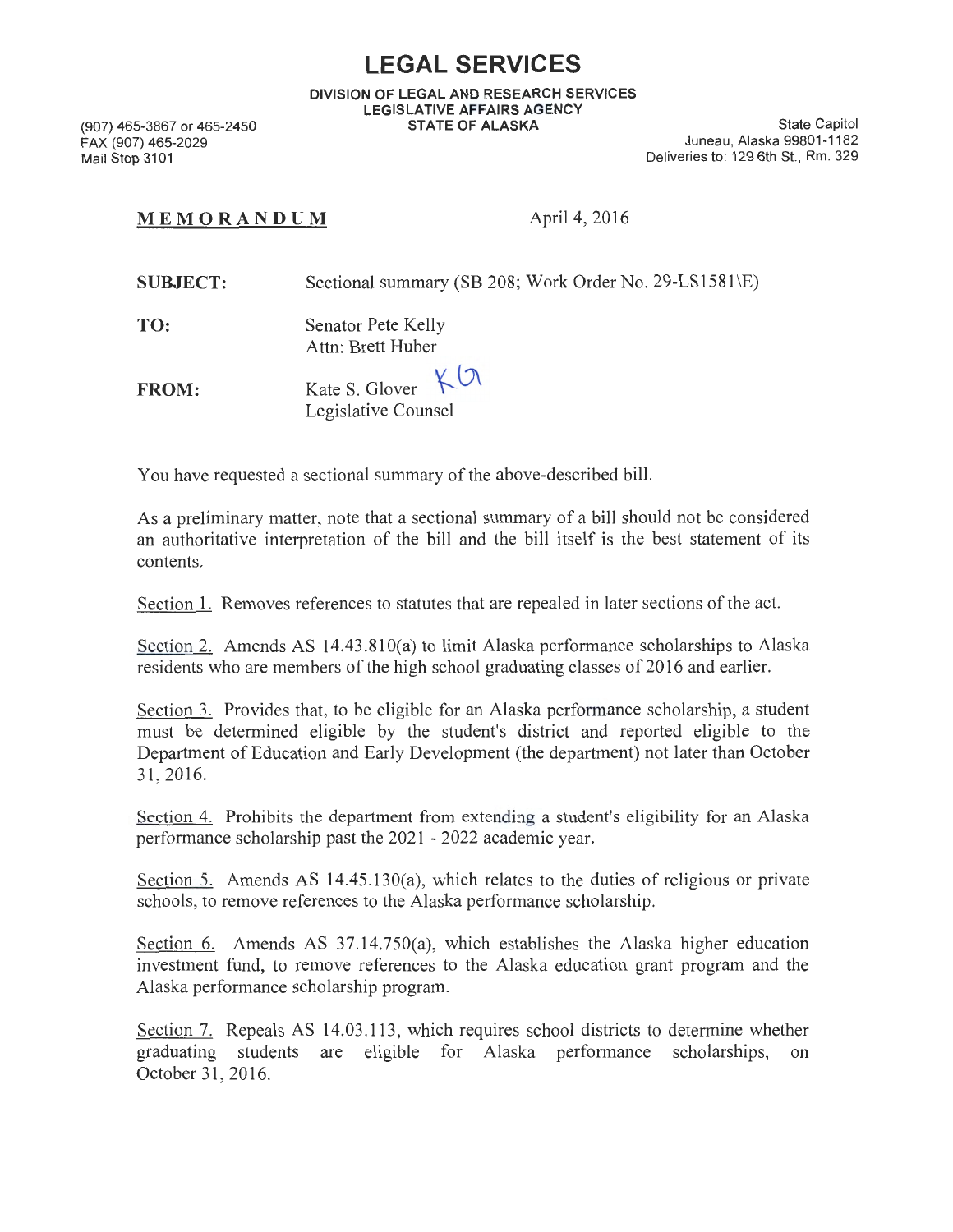# LEGAL SERVICES

**DIVISION OF LEGAL AND RESEARCH SERVICES**
**LEGISLATIVE AFFAIRS AGENCY**
**STATE OF ALASKA**

(907) 465-3867 or 465-2450
FAX (907) 465-2029
Mail Stop 3101

State Capitol
Juneau, Alaska 99801-1182
Deliveries to: 129 6th St., Rm. 329

**MEMORANDUM** April 4, 2016

**SUBJECT:** Sectional summary (SB 208; Work Order No. 29-LS1581\E)

**TO:** Senator Pete Kelly
Attn: Brett Huber

**FROM:** Kate S. Glover KG
Legislative Counsel

You have requested a sectional summary of the above-described bill.

As a preliminary matter, note that a sectional summary of a bill should not be considered an authoritative interpretation of the bill and the bill itself is the best statement of its contents.

Section 1. Removes references to statutes that are repealed in later sections of the act.

Section 2. Amends AS 14.43.810(a) to limit Alaska performance scholarships to Alaska residents who are members of the high school graduating classes of 2016 and earlier.

Section 3. Provides that, to be eligible for an Alaska performance scholarship, a student must be determined eligible by the student's district and reported eligible to the Department of Education and Early Development (the department) not later than October 31, 2016.

Section 4. Prohibits the department from extending a student's eligibility for an Alaska performance scholarship past the 2021 - 2022 academic year.

Section 5. Amends AS 14.45.130(a), which relates to the duties of religious or private schools, to remove references to the Alaska performance scholarship.

Section 6. Amends AS 37.14.750(a), which establishes the Alaska higher education investment fund, to remove references to the Alaska education grant program and the Alaska performance scholarship program.

Section 7. Repeals AS 14.03.113, which requires school districts to determine whether graduating students are eligible for Alaska performance scholarships, on October 31, 2016.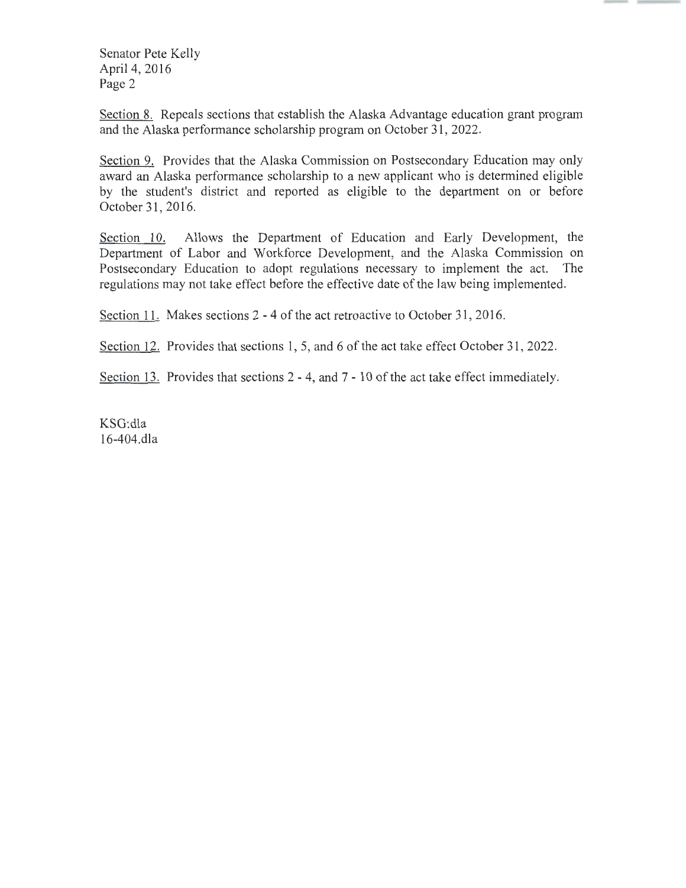Senator Pete Kelly
April 4, 2016
Page 2

Section 8. Repeals sections that establish the Alaska Advantage education grant program and the Alaska performance scholarship program on October 31, 2022.

Section 9. Provides that the Alaska Commission on Postsecondary Education may only award an Alaska performance scholarship to a new applicant who is determined eligible by the student's district and reported as eligible to the department on or before October 31, 2016.

Section 10. Allows the Department of Education and Early Development, the Department of Labor and Workforce Development, and the Alaska Commission on Postsecondary Education to adopt regulations necessary to implement the act. The regulations may not take effect before the effective date of the law being implemented.

Section 11. Makes sections 2 - 4 of the act retroactive to October 31, 2016.

Section 12. Provides that sections 1, 5, and 6 of the act take effect October 31, 2022.

Section 13. Provides that sections 2 - 4, and 7 - 10 of the act take effect immediately.

KSG:dla
16-404.dla